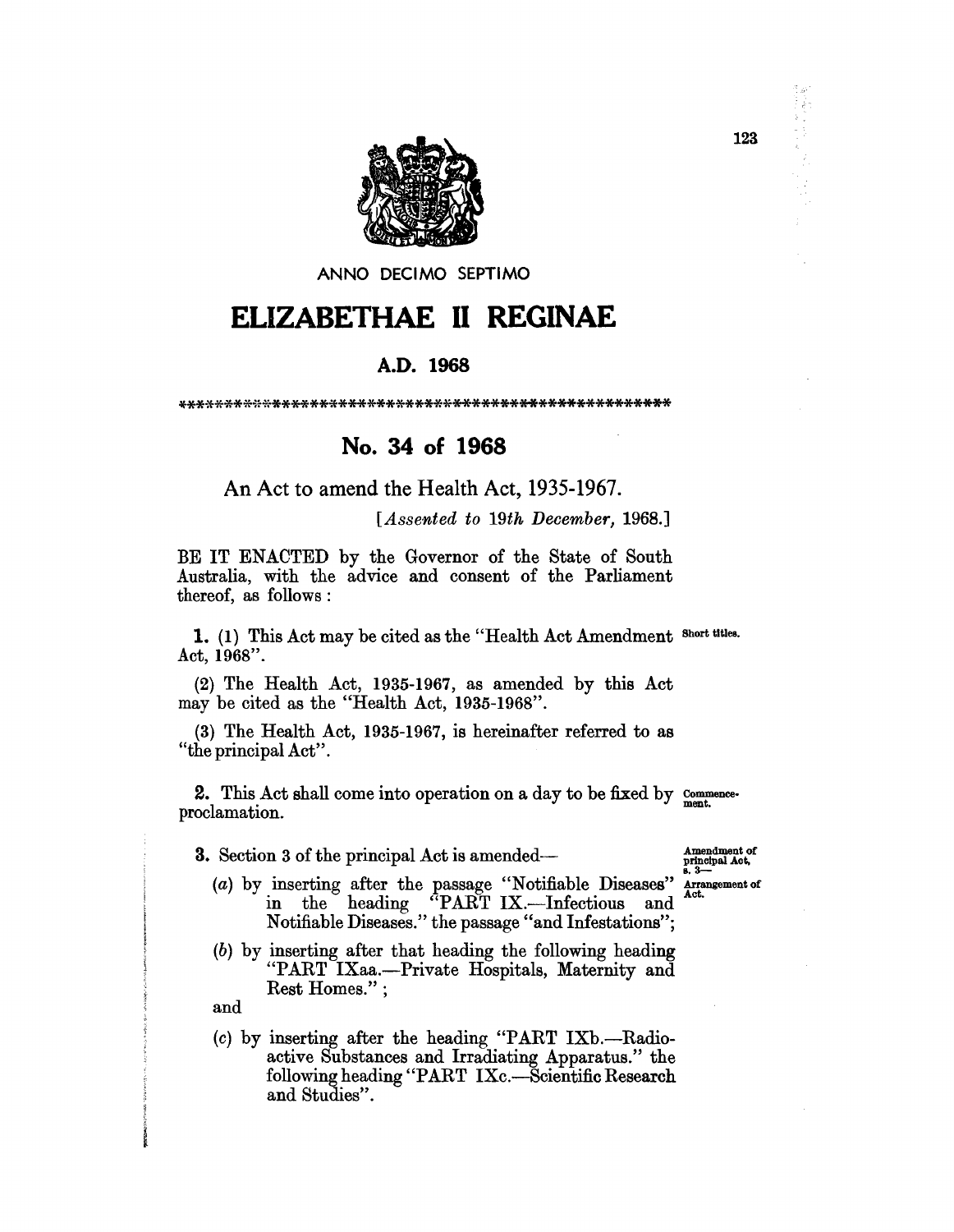ANNO DECIMO SEPTIMO

# ELIZABETHAE II REGINAE

## A.D. 1968

\*\*\*\*\*\*\*\*\*\*\*\*\*\*\*\*\*\*\*\*\*\*\*\*\*\*\*\*\*\*\*\*\*\*\*\*\*\*\*\*\*\*\*\*\*\*\*\*\*\*\*\*\*\*\*\*

## No. 34 of 1968

An Act to amend the Health Act, 1935-1967.

[*Assented to 19th December, 1968.*]

BE IT ENACTED by the Governor of the State of South Australia, with the advice and consent of the Parliament thereof, as follows:

**1.** (1) This Act may be cited as the "Health Act Amendment Act, 1968". — Short titles.

(2) The Health Act, 1935-1967, as amended by this Act may be cited as the "Health Act, 1935-1968".

(3) The Health Act, 1935-1967, is hereinafter referred to as "the principal Act".

**2.** This Act shall come into operation on a day to be fixed by proclamation. — Commencement.

**3.** Section 3 of the principal Act is amended— — Amendment of principal Act, s. 3— Arrangement of Act.

(*a*) by inserting after the passage "Notifiable Diseases" in the heading "PART IX.—Infectious and Notifiable Diseases." the passage "and Infestations";

(*b*) by inserting after that heading the following heading "PART IXaa.—Private Hospitals, Maternity and Rest Homes.";

and

(*c*) by inserting after the heading "PART IXb.—Radioactive Substances and Irradiating Apparatus." the following heading "PART IXc.—Scientific Research and Studies".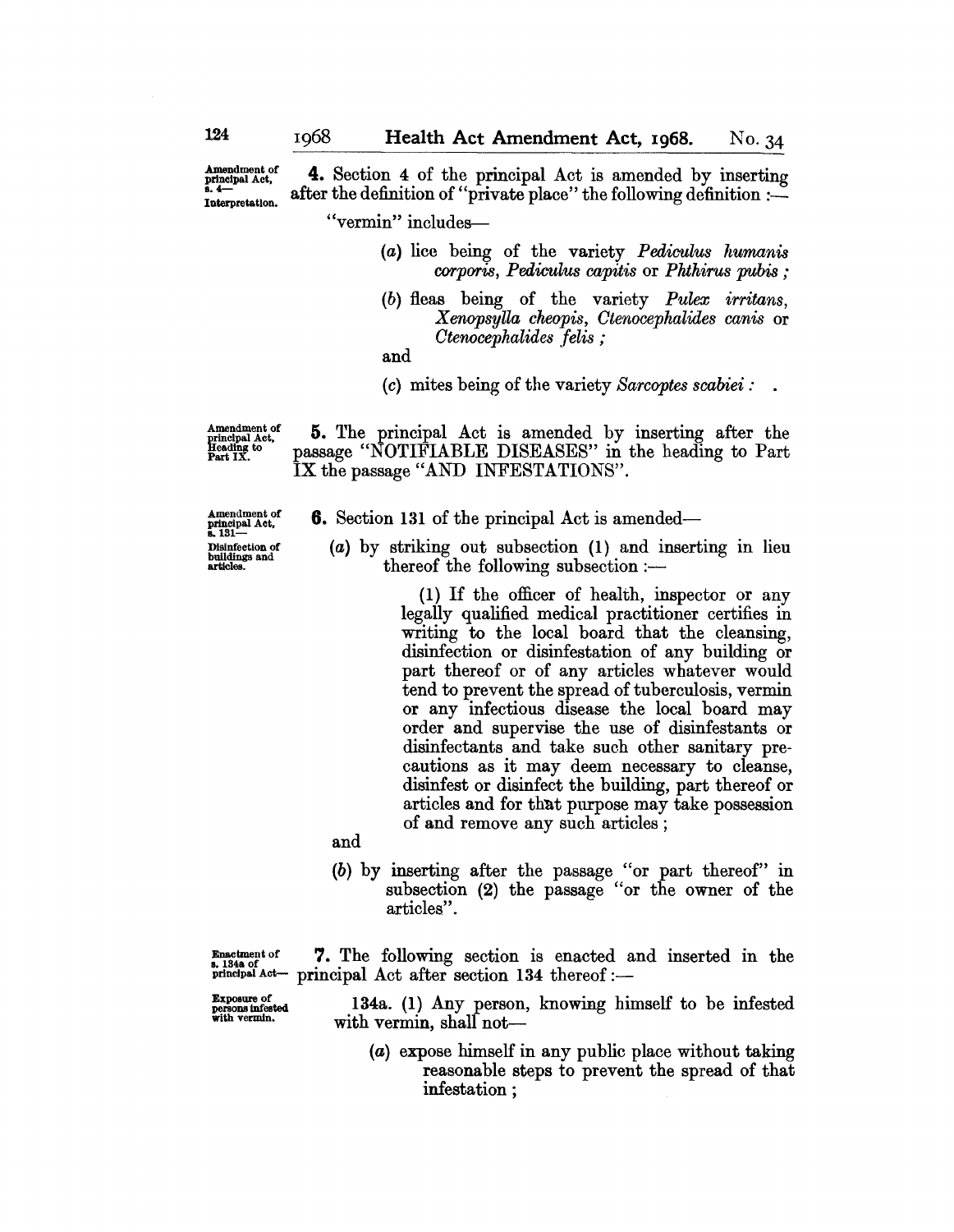Amendment of principal Act, s. 4—Interpretation.

**4.** Section 4 of the principal Act is amended by inserting after the definition of "private place" the following definition :—

"vermin" includes—

(*a*) lice being of the variety *Pediculus humanis corporis*, *Pediculus capitis* or *Phthirus pubis* ;

(*b*) fleas being of the variety *Pulex irritans*, *Xenopsylla cheopis*, *Ctenocephalides canis* or *Ctenocephalides felis* ;

and

(*c*) mites being of the variety *Sarcoptes scabiei* : .

Amendment of principal Act, Heading to Part IX.

**5.** The principal Act is amended by inserting after the passage "NOTIFIABLE DISEASES" in the heading to Part IX the passage "AND INFESTATIONS".

Amendment of principal Act, s. 131—Disinfection of buildings and articles.

**6.** Section 131 of the principal Act is amended—

(*a*) by striking out subsection (1) and inserting in lieu thereof the following subsection :—

(1) If the officer of health, inspector or any legally qualified medical practitioner certifies in writing to the local board that the cleansing, disinfection or disinfestation of any building or part thereof or of any articles whatever would tend to prevent the spread of tuberculosis, vermin or any infectious disease the local board may order and supervise the use of disinfestants or disinfectants and take such other sanitary precautions as it may deem necessary to cleanse, disinfest or disinfect the building, part thereof or articles and for that purpose may take possession of and remove any such articles ;

and

(*b*) by inserting after the passage "or part thereof" in subsection (2) the passage "or the owner of the articles".

Enactment of s. 134a of principal Act—

**7.** The following section is enacted and inserted in the principal Act after section 134 thereof :—

Exposure of persons infested with vermin.

134a. (1) Any person, knowing himself to be infested with vermin, shall not—

(*a*) expose himself in any public place without taking reasonable steps to prevent the spread of that infestation ;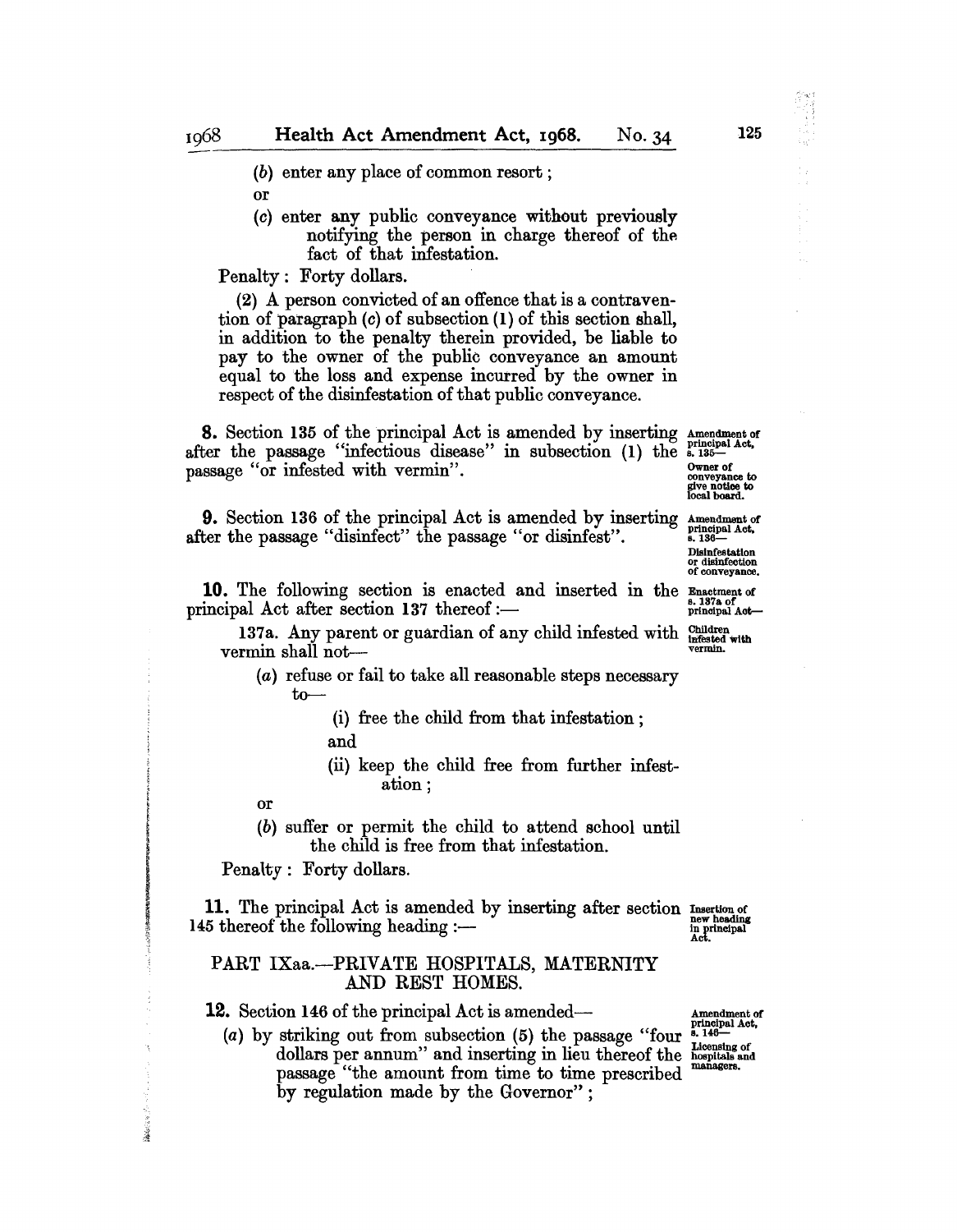(*b*) enter any place of common resort;

or

(*c*) enter any public conveyance without previously notifying the person in charge thereof of the fact of that infestation.

Penalty: Forty dollars.

(2) A person convicted of an offence that is a contravention of paragraph (*c*) of subsection (1) of this section shall, in addition to the penalty therein provided, be liable to pay to the owner of the public conveyance an amount equal to the loss and expense incurred by the owner in respect of the disinfestation of that public conveyance.

*Amendment of principal Act, s. 135— Owner of conveyance to give notice to local board.*

**8.** Section 135 of the principal Act is amended by inserting after the passage "infectious disease" in subsection (1) the passage "or infested with vermin".

*Amendment of principal Act, s. 136— Disinfestation or disinfection of conveyance.*

**9.** Section 136 of the principal Act is amended by inserting after the passage "disinfect" the passage "or disinfest".

*Enactment of s. 137a of principal Act— Children infested with vermin.*

**10.** The following section is enacted and inserted in the principal Act after section 137 thereof:—

137a. Any parent or guardian of any child infested with vermin shall not—

(*a*) refuse or fail to take all reasonable steps necessary to—

(i) free the child from that infestation;

and

(ii) keep the child free from further infestation;

or

(*b*) suffer or permit the child to attend school until the child is free from that infestation.

Penalty: Forty dollars.

*Insertion of new heading in principal Act.*

**11.** The principal Act is amended by inserting after section 145 thereof the following heading:—

PART IXaa.—PRIVATE HOSPITALS, MATERNITY AND REST HOMES.

*Amendment of principal Act, s. 146— Licensing of hospitals and managers.*

**12.** Section 146 of the principal Act is amended—

(*a*) by striking out from subsection (5) the passage "four dollars per annum" and inserting in lieu thereof the passage "the amount from time to time prescribed by regulation made by the Governor";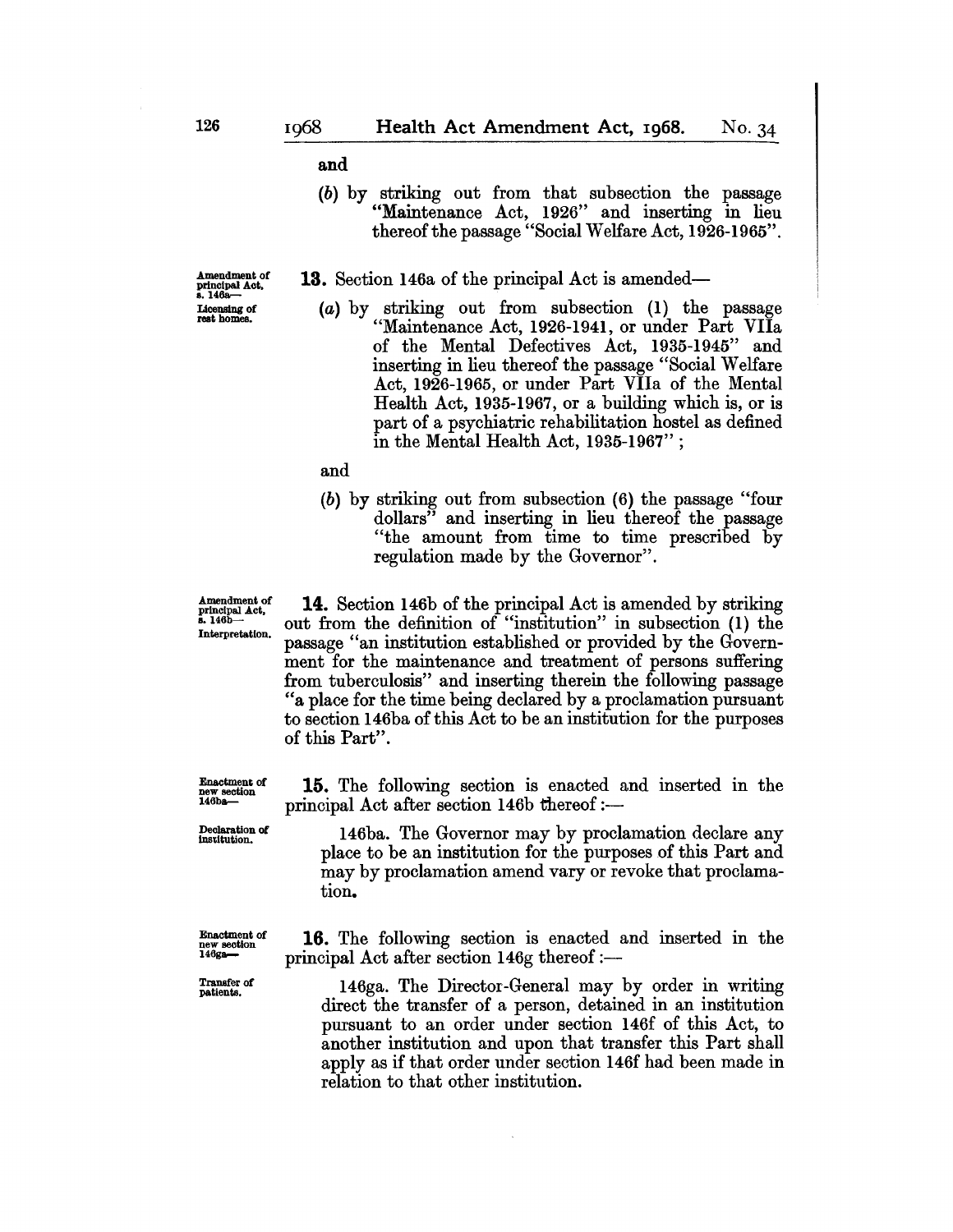and

(*b*) by striking out from that subsection the passage "Maintenance Act, 1926" and inserting in lieu thereof the passage "Social Welfare Act, 1926-1965".

Amendment of principal Act, s. 146a— Licensing of rest homes.

**13.** Section 146a of the principal Act is amended—

(*a*) by striking out from subsection (1) the passage "Maintenance Act, 1926-1941, or under Part VIIa of the Mental Defectives Act, 1935-1945" and inserting in lieu thereof the passage "Social Welfare Act, 1926-1965, or under Part VIIa of the Mental Health Act, 1935-1967, or a building which is, or is part of a psychiatric rehabilitation hostel as defined in the Mental Health Act, 1935-1967";

and

(*b*) by striking out from subsection (6) the passage "four dollars" and inserting in lieu thereof the passage "the amount from time to time prescribed by regulation made by the Governor".

Amendment of principal Act, s. 146b— Interpretation.

**14.** Section 146b of the principal Act is amended by striking out from the definition of "institution" in subsection (1) the passage "an institution established or provided by the Government for the maintenance and treatment of persons suffering from tuberculosis" and inserting therein the following passage "a place for the time being declared by a proclamation pursuant to section 146ba of this Act to be an institution for the purposes of this Part".

Enactment of new section 146ba— Declaration of institution.

**15.** The following section is enacted and inserted in the principal Act after section 146b thereof:—

146ba. The Governor may by proclamation declare any place to be an institution for the purposes of this Part and may by proclamation amend vary or revoke that proclamation.

Enactment of new section 146ga— Transfer of patients.

**16.** The following section is enacted and inserted in the principal Act after section 146g thereof:—

146ga. The Director-General may by order in writing direct the transfer of a person, detained in an institution pursuant to an order under section 146f of this Act, to another institution and upon that transfer this Part shall apply as if that order under section 146f had been made in relation to that other institution.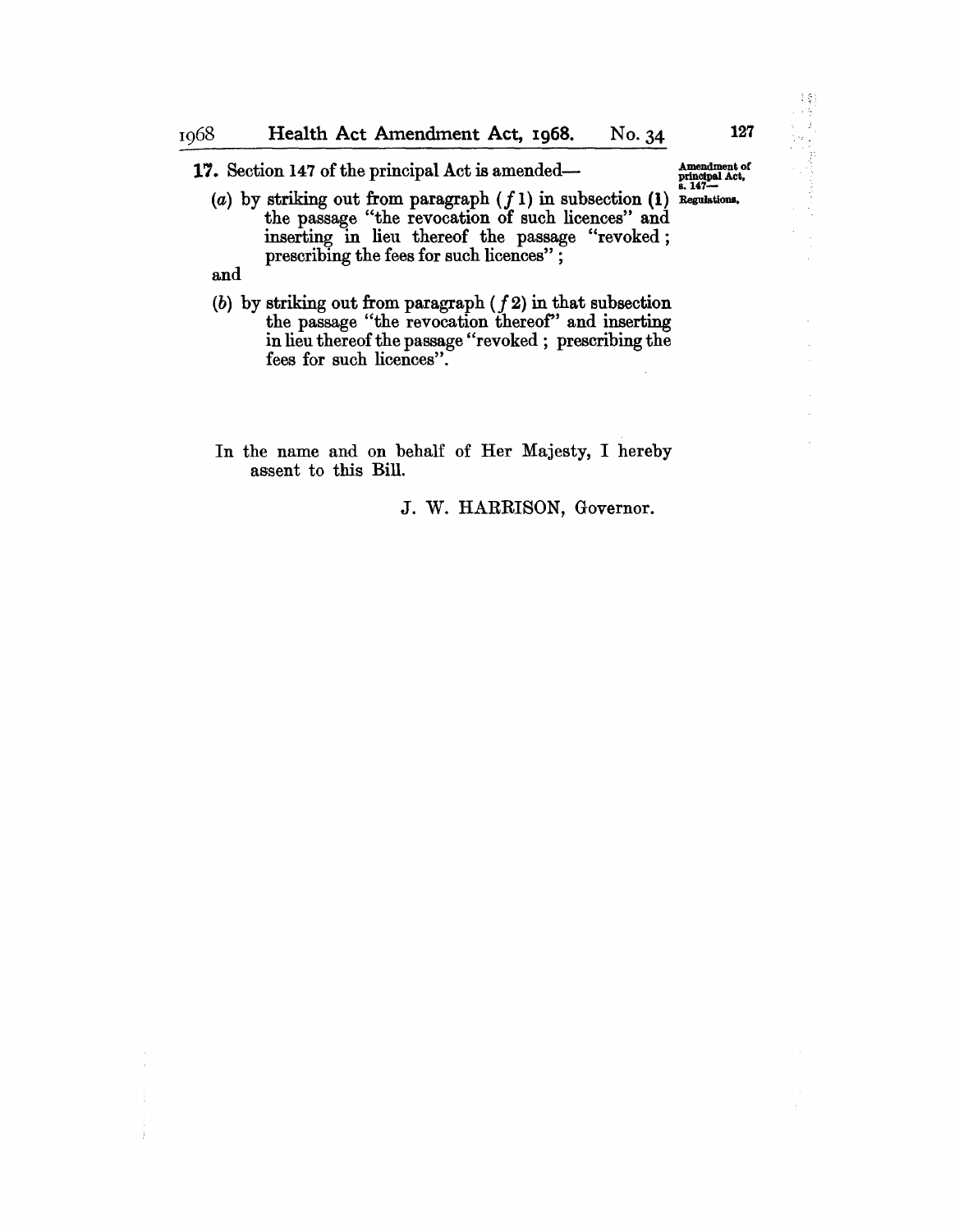**17.** Section 147 of the principal Act is amended—

Amendment of principal Act, s. 147— Regulations.

(*a*) by striking out from paragraph (*f* 1) in subsection (1) the passage "the revocation of such licences" and inserting in lieu thereof the passage "revoked; prescribing the fees for such licences";

and

(*b*) by striking out from paragraph (*f* 2) in that subsection the passage "the revocation thereof" and inserting in lieu thereof the passage "revoked; prescribing the fees for such licences".

In the name and on behalf of Her Majesty, I hereby assent to this Bill.

J. W. HARRISON, Governor.